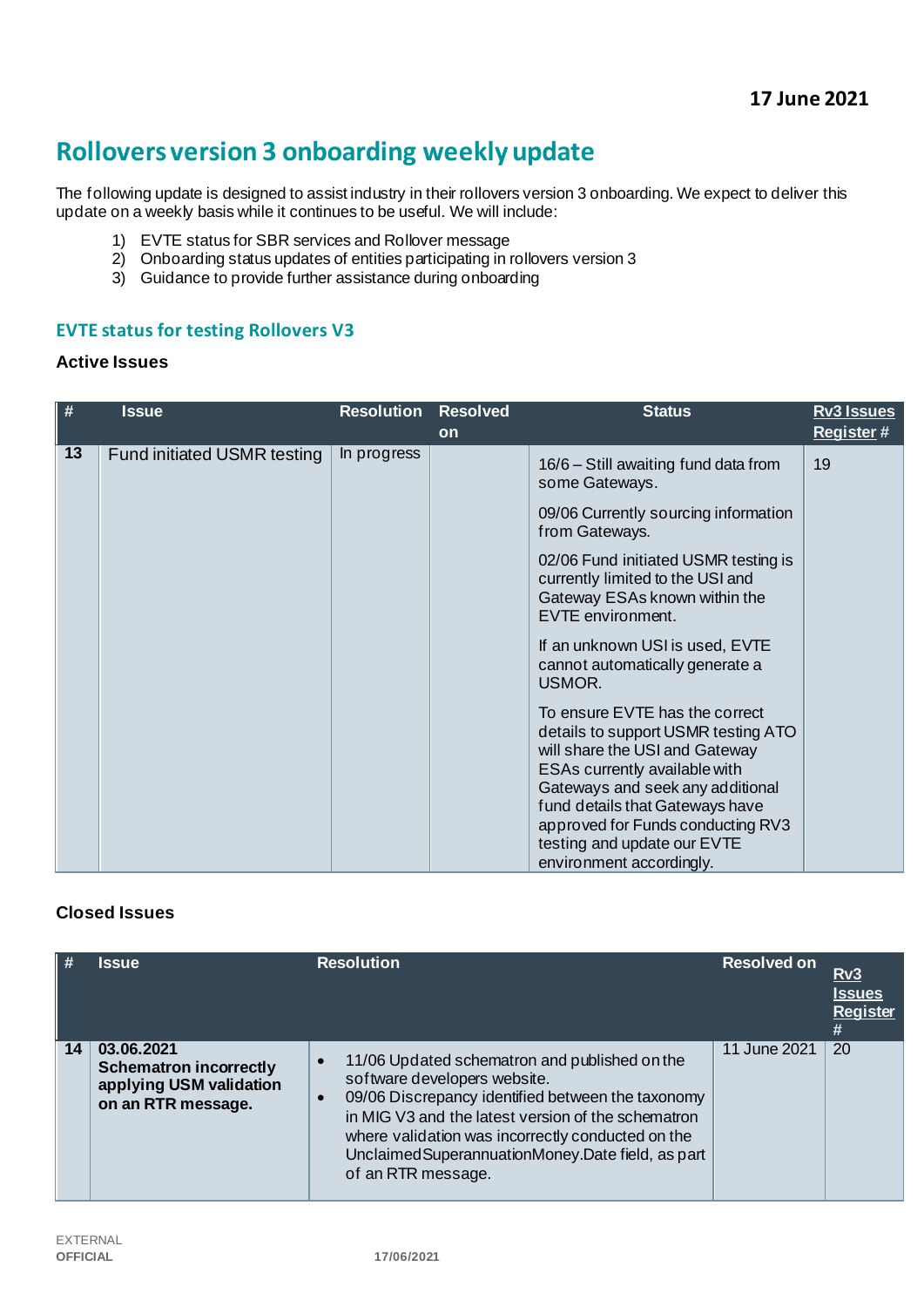17 June 2021

# Rollovers version 3 onboarding weekly update

The following update is designed to assist industry in their rollovers version 3 onboarding. We expect to deliver this update on a weekly basis while it continues to be useful. We will include:

1) EVTE status for SBR services and Rollover message
2) Onboarding status updates of entities participating in rollovers version 3
3) Guidance to provide further assistance during onboarding

## EVTE status for testing Rollovers V3

### Active Issues

| # | Issue | Resolution | Resolved on | Status | Rv3 Issues Register # |
|---|---|---|---|---|---|
| 13 | Fund initiated USMR testing | In progress | | 16/6 – Still awaiting fund data from some Gateways.<br><br>09/06 Currently sourcing information from Gateways.<br><br>02/06 Fund initiated USMR testing is currently limited to the USI and Gateway ESAs known within the EVTE environment.<br><br>If an unknown USI is used, EVTE cannot automatically generate a USMOR.<br><br>To ensure EVTE has the correct details to support USMR testing ATO will share the USI and Gateway ESAs currently available with Gateways and seek any additional fund details that Gateways have approved for Funds conducting RV3 testing and update our EVTE environment accordingly. | 19 |

### Closed Issues

| # | Issue | Resolution | Resolved on | Rv3 Issues Register # |
|---|---|---|---|---|
| 14 | **03.06.2021 Schematron incorrectly applying USM validation on an RTR message.** | • 11/06 Updated schematron and published on the software developers website.<br>• 09/06 Discrepancy identified between the taxonomy in MIG V3 and the latest version of the schematron where validation was incorrectly conducted on the UnclaimedSuperannuationMoney.Date field, as part of an RTR message. | 11 June 2021 | 20 |

EXTERNAL
OFFICIAL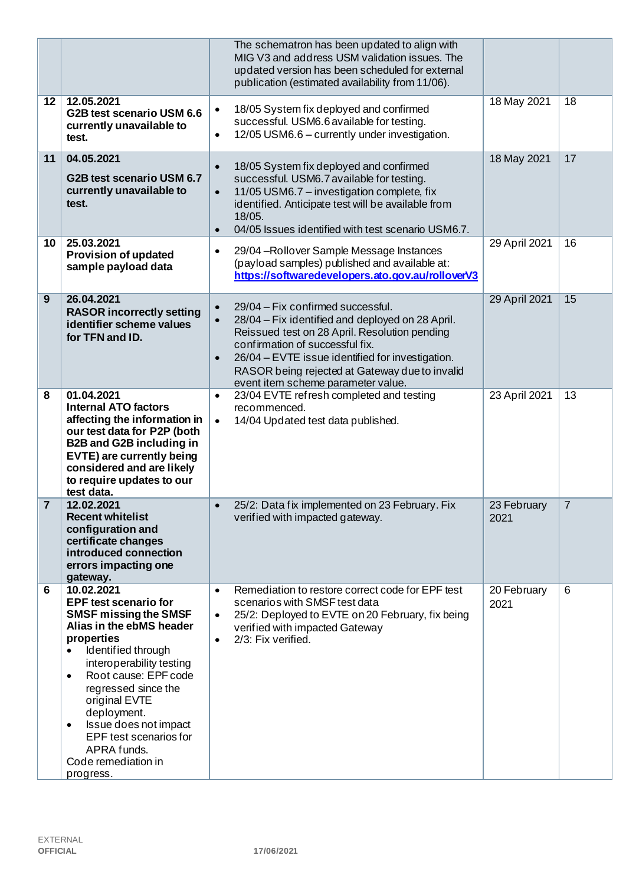| | | | | |
|---|---|---|---|---|
| | | The schematron has been updated to align with MIG V3 and address USM validation issues. The updated version has been scheduled for external publication (estimated availability from 11/06). | | |
| 12 | **12.05.2021**<br>**G2B test scenario USM 6.6 currently unavailable to test.** | • 18/05 System fix deployed and confirmed successful. USM6.6 available for testing.<br>• 12/05 USM6.6 – currently under investigation. | 18 May 2021 | 18 |
| 11 | **04.05.2021**<br>**G2B test scenario USM 6.7 currently unavailable to test.** | • 18/05 System fix deployed and confirmed successful. USM6.7 available for testing.<br>• 11/05 USM6.7 – investigation complete, fix identified. Anticipate test will be available from 18/05.<br>• 04/05 Issues identified with test scenario USM6.7. | 18 May 2021 | 17 |
| 10 | **25.03.2021**<br>**Provision of updated sample payload data** | • 29/04 –Rollover Sample Message Instances (payload samples) published and available at: **https://softwaredevelopers.ato.gov.au/rolloverV3** | 29 April 2021 | 16 |
| 9 | **26.04.2021**<br>**RASOR incorrectly setting identifier scheme values for TFN and ID.** | • 29/04 – Fix confirmed successful.<br>• 28/04 – Fix identified and deployed on 28 April. Reissued test on 28 April. Resolution pending confirmation of successful fix.<br>• 26/04 – EVTE issue identified for investigation. RASOR being rejected at Gateway due to invalid event item scheme parameter value. | 29 April 2021 | 15 |
| 8 | **01.04.2021**<br>**Internal ATO factors affecting the information in our test data for P2P (both B2B and G2B including in EVTE) are currently being considered and are likely to require updates to our test data.** | • 23/04 EVTE refresh completed and testing recommenced.<br>• 14/04 Updated test data published. | 23 April 2021 | 13 |
| 7 | **12.02.2021**<br>**Recent whitelist configuration and certificate changes introduced connection errors impacting one gateway.** | • 25/2: Data fix implemented on 23 February. Fix verified with impacted gateway. | 23 February 2021 | 7 |
| 6 | **10.02.2021**<br>**EPF test scenario for SMSF missing the SMSF Alias in the ebMS header properties**<br>• Identified through interoperability testing<br>• Root cause: EPF code regressed since the original EVTE deployment.<br>• Issue does not impact EPF test scenarios for APRA funds.<br>Code remediation in progress. | • Remediation to restore correct code for EPF test scenarios with SMSF test data<br>• 25/2: Deployed to EVTE on 20 February, fix being verified with impacted Gateway<br>• 2/3: Fix verified. | 20 February 2021 | 6 |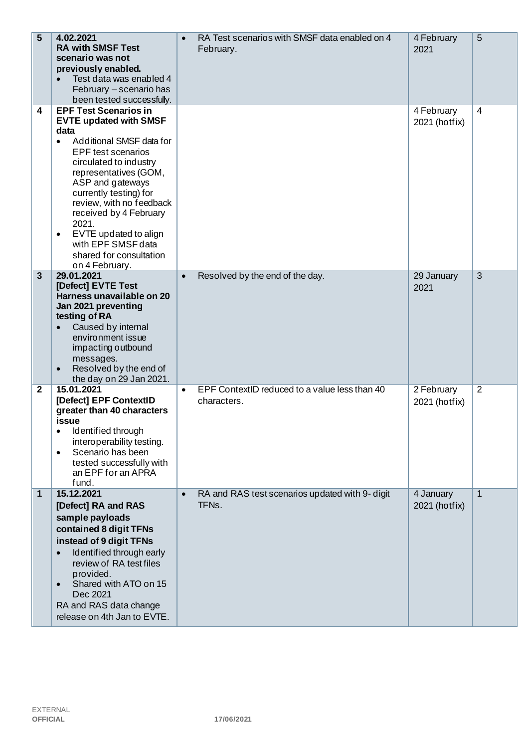| | | | | |
|---|---|---|---|---|
| **5** | **4.02.2021**<br>**RA with SMSF Test scenario was not previously enabled.**<br>• Test data was enabled 4 February – scenario has been tested successfully. | • RA Test scenarios with SMSF data enabled on 4 February. | 4 February 2021 | 5 |
| **4** | **EPF Test Scenarios in EVTE updated with SMSF data**<br>• Additional SMSF data for EPF test scenarios circulated to industry representatives (GOM, ASP and gateways currently testing) for review, with no feedback received by 4 February 2021.<br>• EVTE updated to align with EPF SMSF data shared for consultation on 4 February. | | 4 February 2021 (hotfix) | 4 |
| **3** | **29.01.2021**<br>**[Defect] EVTE Test Harness unavailable on 20 Jan 2021 preventing testing of RA**<br>• Caused by internal environment issue impacting outbound messages.<br>• Resolved by the end of the day on 29 Jan 2021. | • Resolved by the end of the day. | 29 January 2021 | 3 |
| **2** | **15.01.2021**<br>**[Defect] EPF ContextID greater than 40 characters issue**<br>• Identified through interoperability testing.<br>• Scenario has been tested successfully with an EPF for an APRA fund. | • EPF ContextID reduced to a value less than 40 characters. | 2 February 2021 (hotfix) | 2 |
| **1** | **15.12.2021**<br>**[Defect] RA and RAS sample payloads contained 8 digit TFNs instead of 9 digit TFNs**<br>• Identified through early review of RA test files provided.<br>• Shared with ATO on 15 Dec 2021<br>RA and RAS data change release on 4th Jan to EVTE. | • RA and RAS test scenarios updated with 9- digit TFNs. | 4 January 2021 (hotfix) | 1 |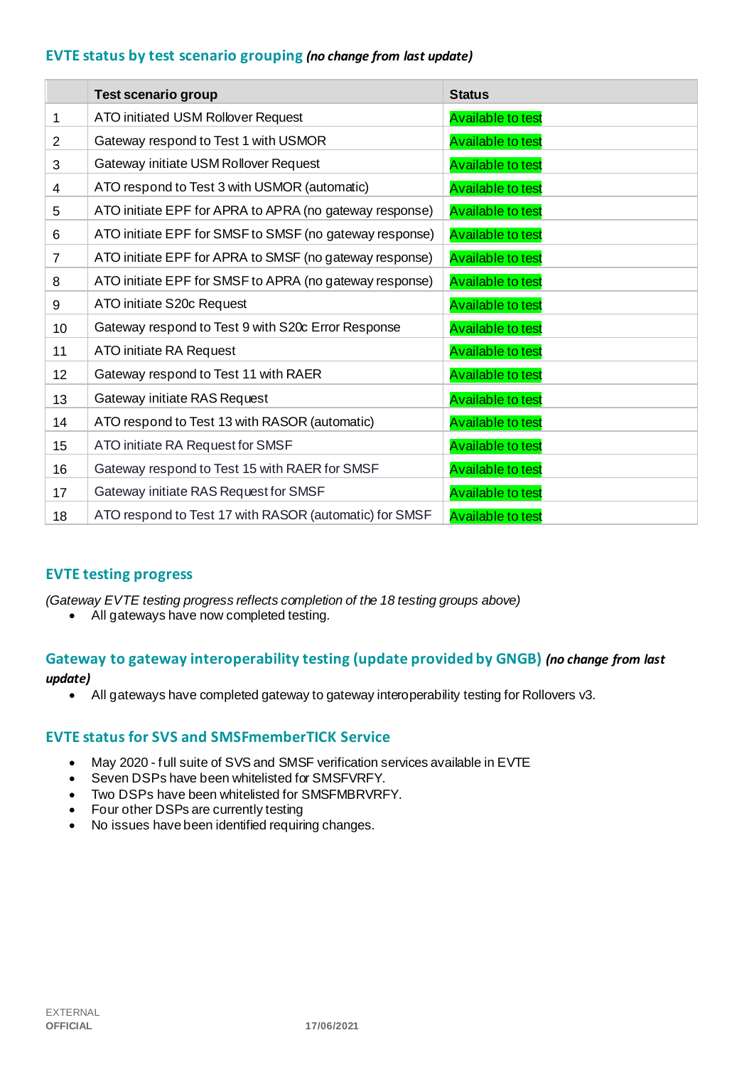## EVTE status by test scenario grouping *(no change from last update)*

| | Test scenario group | Status |
|---|---|---|
| 1 | ATO initiated USM Rollover Request | Available to test |
| 2 | Gateway respond to Test 1 with USMOR | Available to test |
| 3 | Gateway initiate USM Rollover Request | Available to test |
| 4 | ATO respond to Test 3 with USMOR (automatic) | Available to test |
| 5 | ATO initiate EPF for APRA to APRA (no gateway response) | Available to test |
| 6 | ATO initiate EPF for SMSF to SMSF (no gateway response) | Available to test |
| 7 | ATO initiate EPF for APRA to SMSF (no gateway response) | Available to test |
| 8 | ATO initiate EPF for SMSF to APRA (no gateway response) | Available to test |
| 9 | ATO initiate S20c Request | Available to test |
| 10 | Gateway respond to Test 9 with S20c Error Response | Available to test |
| 11 | ATO initiate RA Request | Available to test |
| 12 | Gateway respond to Test 11 with RAER | Available to test |
| 13 | Gateway initiate RAS Request | Available to test |
| 14 | ATO respond to Test 13 with RASOR (automatic) | Available to test |
| 15 | ATO initiate RA Request for SMSF | Available to test |
| 16 | Gateway respond to Test 15 with RAER for SMSF | Available to test |
| 17 | Gateway initiate RAS Request for SMSF | Available to test |
| 18 | ATO respond to Test 17 with RASOR (automatic) for SMSF | Available to test |

## EVTE testing progress

*(Gateway EVTE testing progress reflects completion of the 18 testing groups above)*

- All gateways have now completed testing.

## Gateway to gateway interoperability testing (update provided by GNGB) *(no change from last update)*

- All gateways have completed gateway to gateway interoperability testing for Rollovers v3.

## EVTE status for SVS and SMSFmemberTICK Service

- May 2020 - full suite of SVS and SMSF verification services available in EVTE
- Seven DSPs have been whitelisted for SMSFVRFY.
- Two DSPs have been whitelisted for SMSFMBRVRFY.
- Four other DSPs are currently testing
- No issues have been identified requiring changes.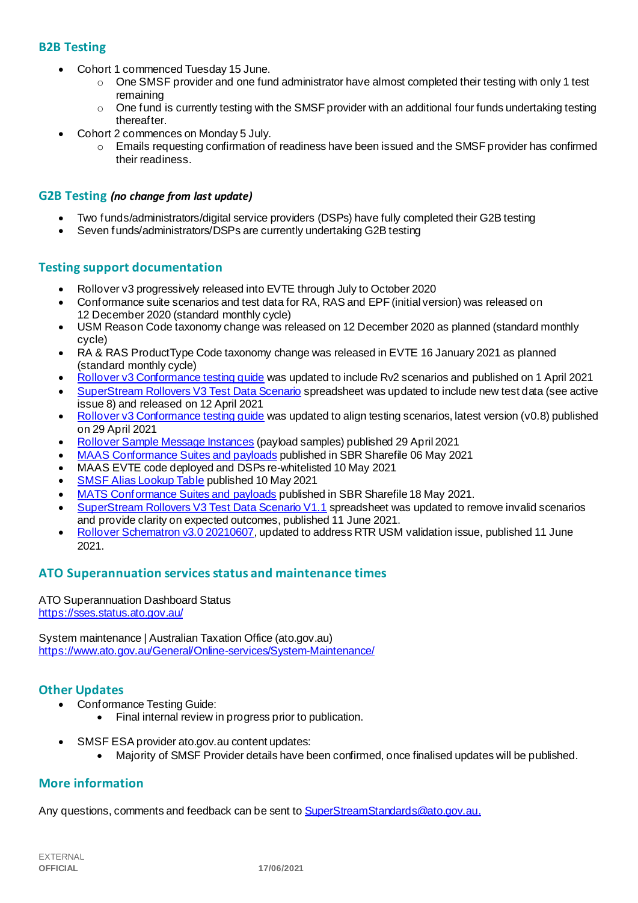## B2B Testing

- Cohort 1 commenced Tuesday 15 June.
  - One SMSF provider and one fund administrator have almost completed their testing with only 1 test remaining
  - One fund is currently testing with the SMSF provider with an additional four funds undertaking testing thereafter.
- Cohort 2 commences on Monday 5 July.
  - Emails requesting confirmation of readiness have been issued and the SMSF provider has confirmed their readiness.

## G2B Testing *(no change from last update)*

- Two funds/administrators/digital service providers (DSPs) have fully completed their G2B testing
- Seven funds/administrators/DSPs are currently undertaking G2B testing

## Testing support documentation

- Rollover v3 progressively released into EVTE through July to October 2020
- Conformance suite scenarios and test data for RA, RAS and EPF (initial version) was released on 12 December 2020 (standard monthly cycle)
- USM Reason Code taxonomy change was released on 12 December 2020 as planned (standard monthly cycle)
- RA & RAS ProductType Code taxonomy change was released in EVTE 16 January 2021 as planned (standard monthly cycle)
- Rollover v3 Conformance testing guide was updated to include Rv2 scenarios and published on 1 April 2021
- SuperStream Rollovers V3 Test Data Scenario spreadsheet was updated to include new test data (see active issue 8) and released on 12 April 2021
- Rollover v3 Conformance testing guide was updated to align testing scenarios, latest version (v0.8) published on 29 April 2021
- Rollover Sample Message Instances (payload samples) published 29 April 2021
- MAAS Conformance Suites and payloads published in SBR Sharefile 06 May 2021
- MAAS EVTE code deployed and DSPs re-whitelisted 10 May 2021
- SMSF Alias Lookup Table published 10 May 2021
- MATS Conformance Suites and payloads published in SBR Sharefile 18 May 2021.
- SuperStream Rollovers V3 Test Data Scenario V1.1 spreadsheet was updated to remove invalid scenarios and provide clarity on expected outcomes, published 11 June 2021.
- Rollover Schematron v3.0 20210607, updated to address RTR USM validation issue, published 11 June 2021.

## ATO Superannuation services status and maintenance times

ATO Superannuation Dashboard Status
https://sses.status.ato.gov.au/

System maintenance | Australian Taxation Office (ato.gov.au)
https://www.ato.gov.au/General/Online-services/System-Maintenance/

## Other Updates

- Conformance Testing Guide:
  - Final internal review in progress prior to publication.
- SMSF ESA provider ato.gov.au content updates:
  - Majority of SMSF Provider details have been confirmed, once finalised updates will be published.

## More information

Any questions, comments and feedback can be sent to SuperStreamStandards@ato.gov.au.